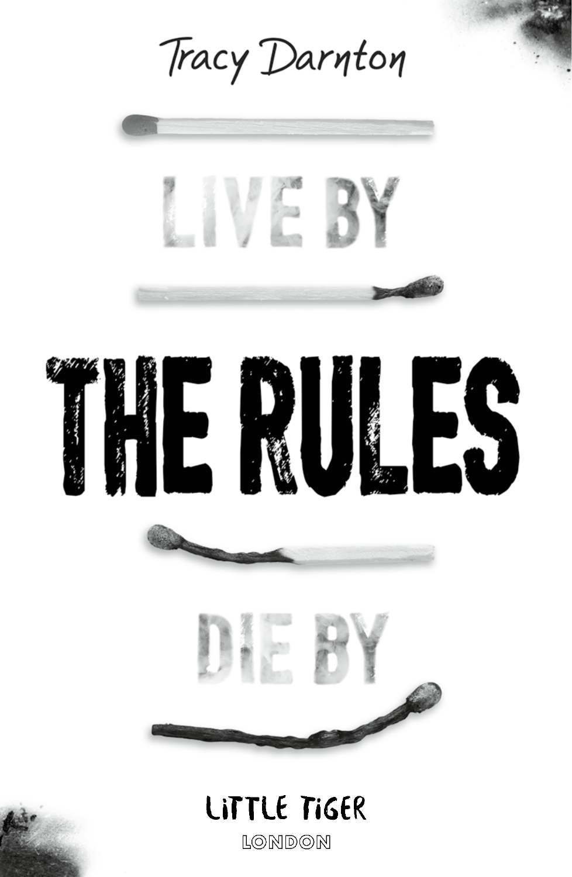Tracy Darnton

# LIVE BY THE RULES DIE BY

LITTLE TIGER

LONDON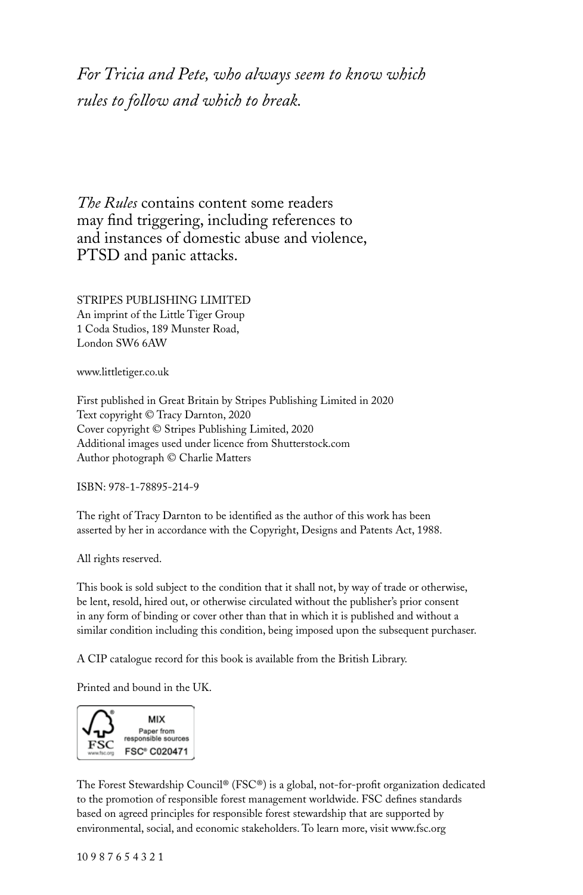*For Tricia and Pete, who always seem to know which rules to follow and which to break.*

*The Rules* contains content some readers may find triggering, including references to and instances of domestic abuse and violence, PTSD and panic attacks.

STRIPES PUBLISHING LIMITED
An imprint of the Little Tiger Group
1 Coda Studios, 189 Munster Road,
London SW6 6AW

www.littletiger.co.uk

First published in Great Britain by Stripes Publishing Limited in 2020
Text copyright © Tracy Darnton, 2020
Cover copyright © Stripes Publishing Limited, 2020
Additional images used under licence from Shutterstock.com
Author photograph © Charlie Matters

ISBN: 978-1-78895-214-9

The right of Tracy Darnton to be identified as the author of this work has been asserted by her in accordance with the Copyright, Designs and Patents Act, 1988.

All rights reserved.

This book is sold subject to the condition that it shall not, by way of trade or otherwise, be lent, resold, hired out, or otherwise circulated without the publisher's prior consent in any form of binding or cover other than that in which it is published and without a similar condition including this condition, being imposed upon the subsequent purchaser.

A CIP catalogue record for this book is available from the British Library.

Printed and bound in the UK.

MIX
Paper from responsible sources
FSC® C020471

The Forest Stewardship Council® (FSC®) is a global, not-for-profit organization dedicated to the promotion of responsible forest management worldwide. FSC defines standards based on agreed principles for responsible forest stewardship that are supported by environmental, social, and economic stakeholders. To learn more, visit www.fsc.org

10 9 8 7 6 5 4 3 2 1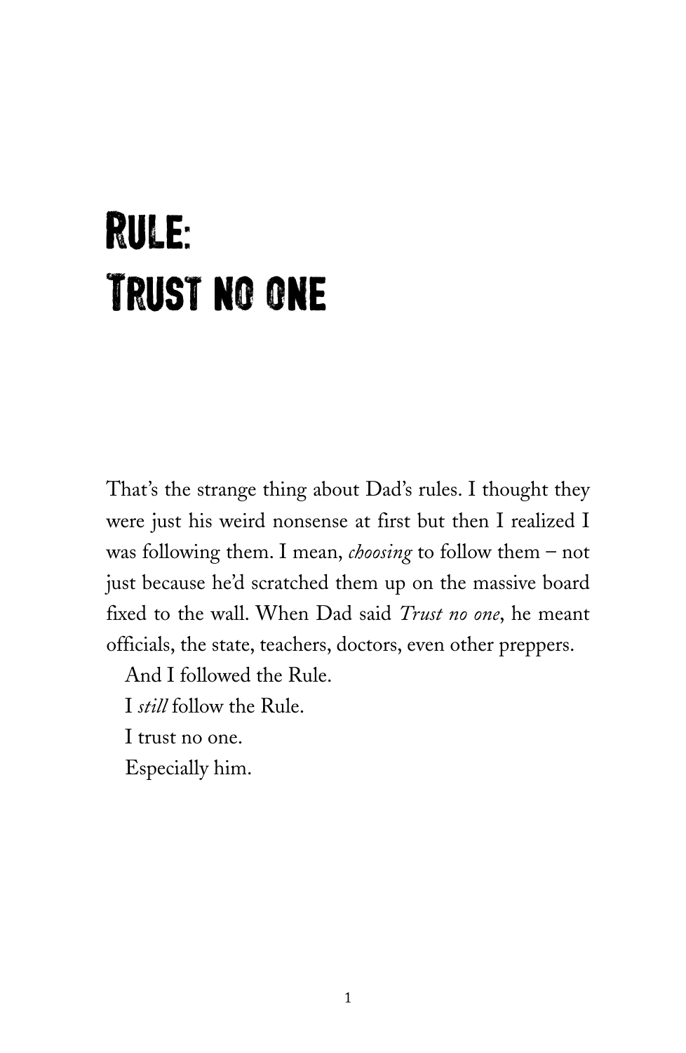# Rule: Trust no one

That's the strange thing about Dad's rules. I thought they were just his weird nonsense at first but then I realized I was following them. I mean, *choosing* to follow them – not just because he'd scratched them up on the massive board fixed to the wall. When Dad said *Trust no one*, he meant officials, the state, teachers, doctors, even other preppers.

And I followed the Rule.

I *still* follow the Rule.

I trust no one.

Especially him.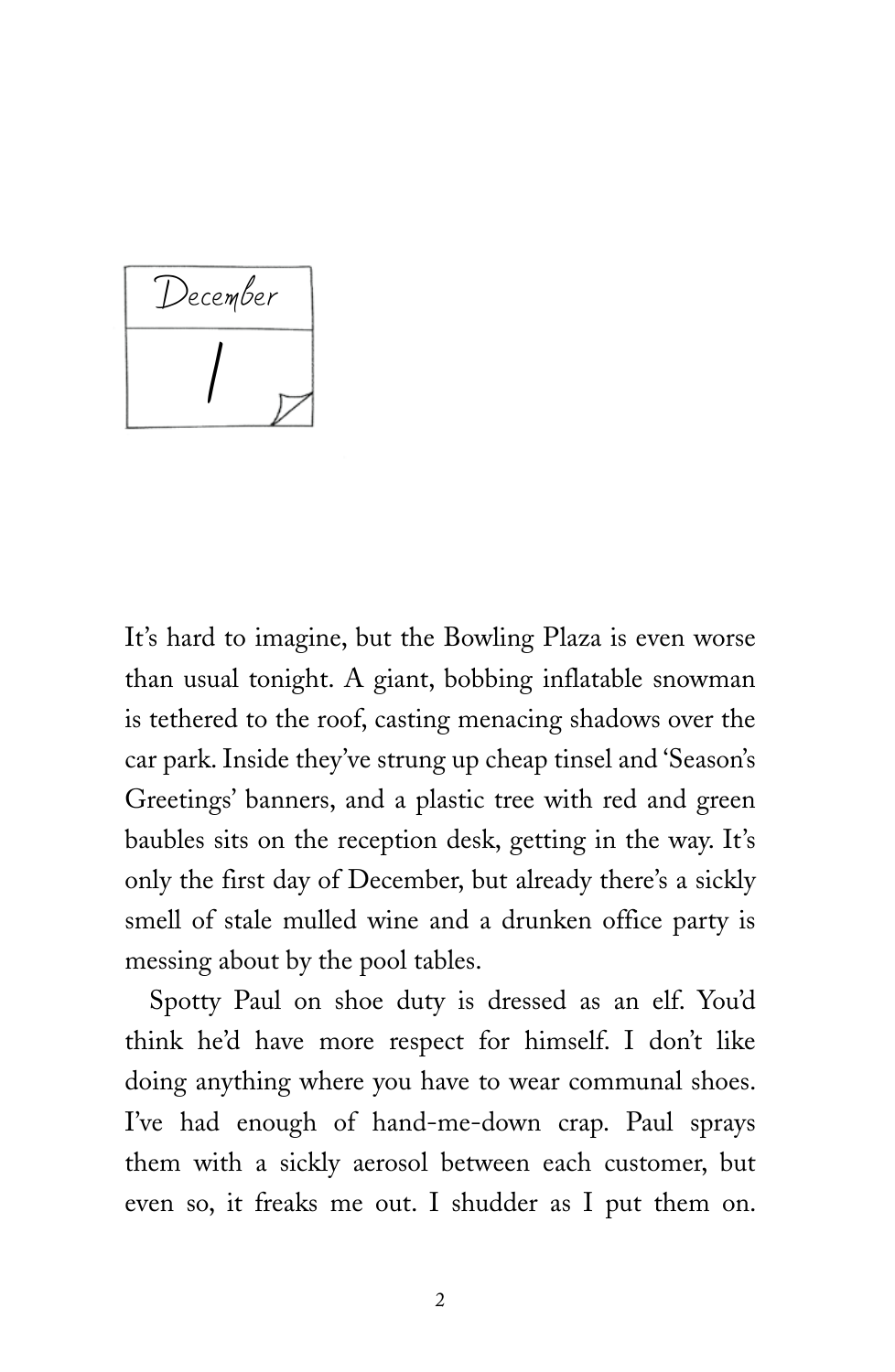# December 1

It's hard to imagine, but the Bowling Plaza is even worse than usual tonight. A giant, bobbing inflatable snowman is tethered to the roof, casting menacing shadows over the car park. Inside they've strung up cheap tinsel and 'Season's Greetings' banners, and a plastic tree with red and green baubles sits on the reception desk, getting in the way. It's only the first day of December, but already there's a sickly smell of stale mulled wine and a drunken office party is messing about by the pool tables.

Spotty Paul on shoe duty is dressed as an elf. You'd think he'd have more respect for himself. I don't like doing anything where you have to wear communal shoes. I've had enough of hand-me-down crap. Paul sprays them with a sickly aerosol between each customer, but even so, it freaks me out. I shudder as I put them on.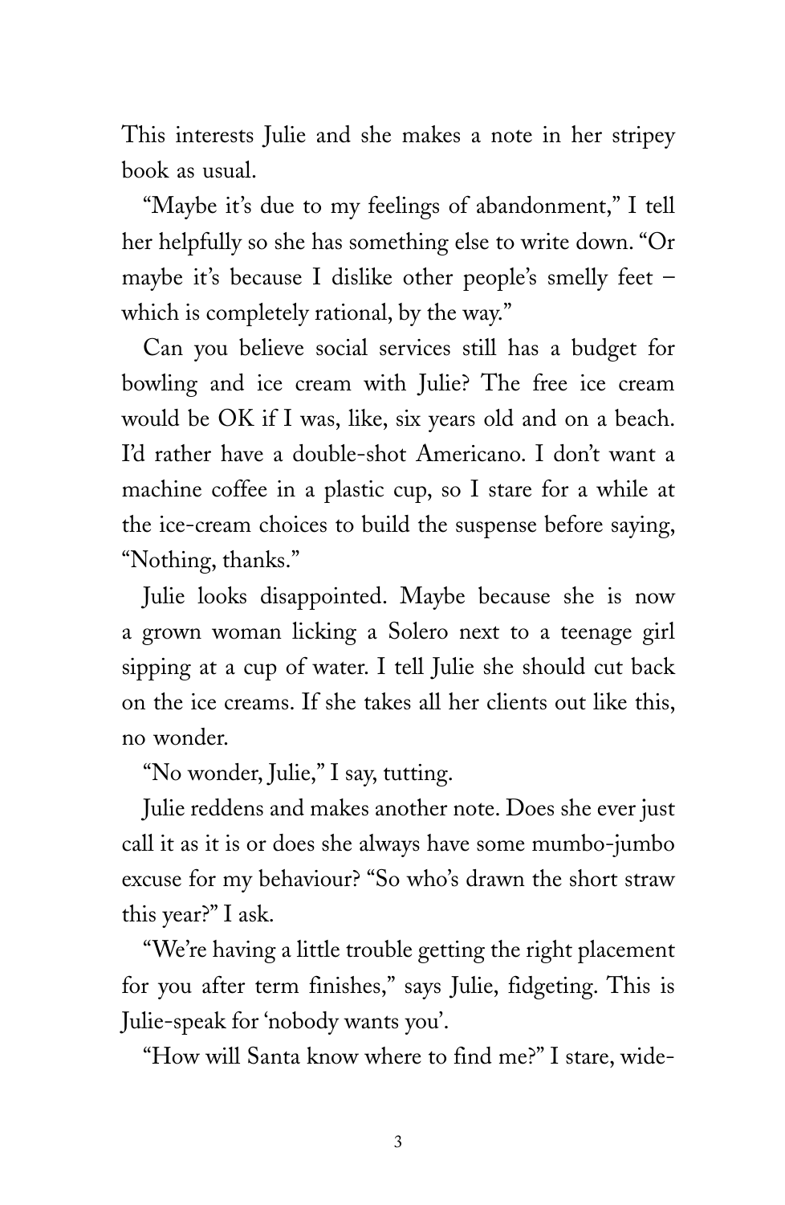This interests Julie and she makes a note in her stripey book as usual.

"Maybe it's due to my feelings of abandonment," I tell her helpfully so she has something else to write down. "Or maybe it's because I dislike other people's smelly feet – which is completely rational, by the way."

Can you believe social services still has a budget for bowling and ice cream with Julie? The free ice cream would be OK if I was, like, six years old and on a beach. I'd rather have a double-shot Americano. I don't want a machine coffee in a plastic cup, so I stare for a while at the ice-cream choices to build the suspense before saying, "Nothing, thanks."

Julie looks disappointed. Maybe because she is now a grown woman licking a Solero next to a teenage girl sipping at a cup of water. I tell Julie she should cut back on the ice creams. If she takes all her clients out like this, no wonder.

"No wonder, Julie," I say, tutting.

Julie reddens and makes another note. Does she ever just call it as it is or does she always have some mumbo-jumbo excuse for my behaviour? "So who's drawn the short straw this year?" I ask.

"We're having a little trouble getting the right placement for you after term finishes," says Julie, fidgeting. This is Julie-speak for 'nobody wants you'.

"How will Santa know where to find me?" I stare, wide-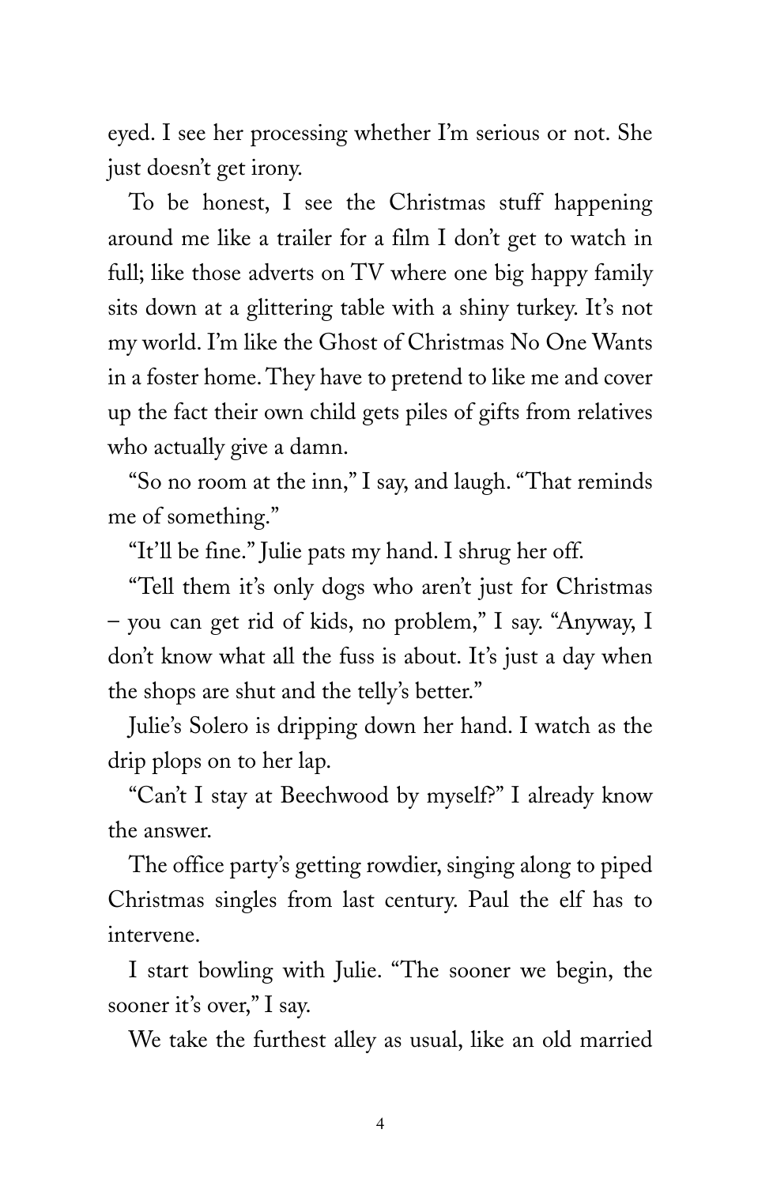eyed. I see her processing whether I'm serious or not. She just doesn't get irony.

To be honest, I see the Christmas stuff happening around me like a trailer for a film I don't get to watch in full; like those adverts on TV where one big happy family sits down at a glittering table with a shiny turkey. It's not my world. I'm like the Ghost of Christmas No One Wants in a foster home. They have to pretend to like me and cover up the fact their own child gets piles of gifts from relatives who actually give a damn.

"So no room at the inn," I say, and laugh. "That reminds me of something."

"It'll be fine." Julie pats my hand. I shrug her off.

"Tell them it's only dogs who aren't just for Christmas – you can get rid of kids, no problem," I say. "Anyway, I don't know what all the fuss is about. It's just a day when the shops are shut and the telly's better."

Julie's Solero is dripping down her hand. I watch as the drip plops on to her lap.

"Can't I stay at Beechwood by myself?" I already know the answer.

The office party's getting rowdier, singing along to piped Christmas singles from last century. Paul the elf has to intervene.

I start bowling with Julie. "The sooner we begin, the sooner it's over," I say.

We take the furthest alley as usual, like an old married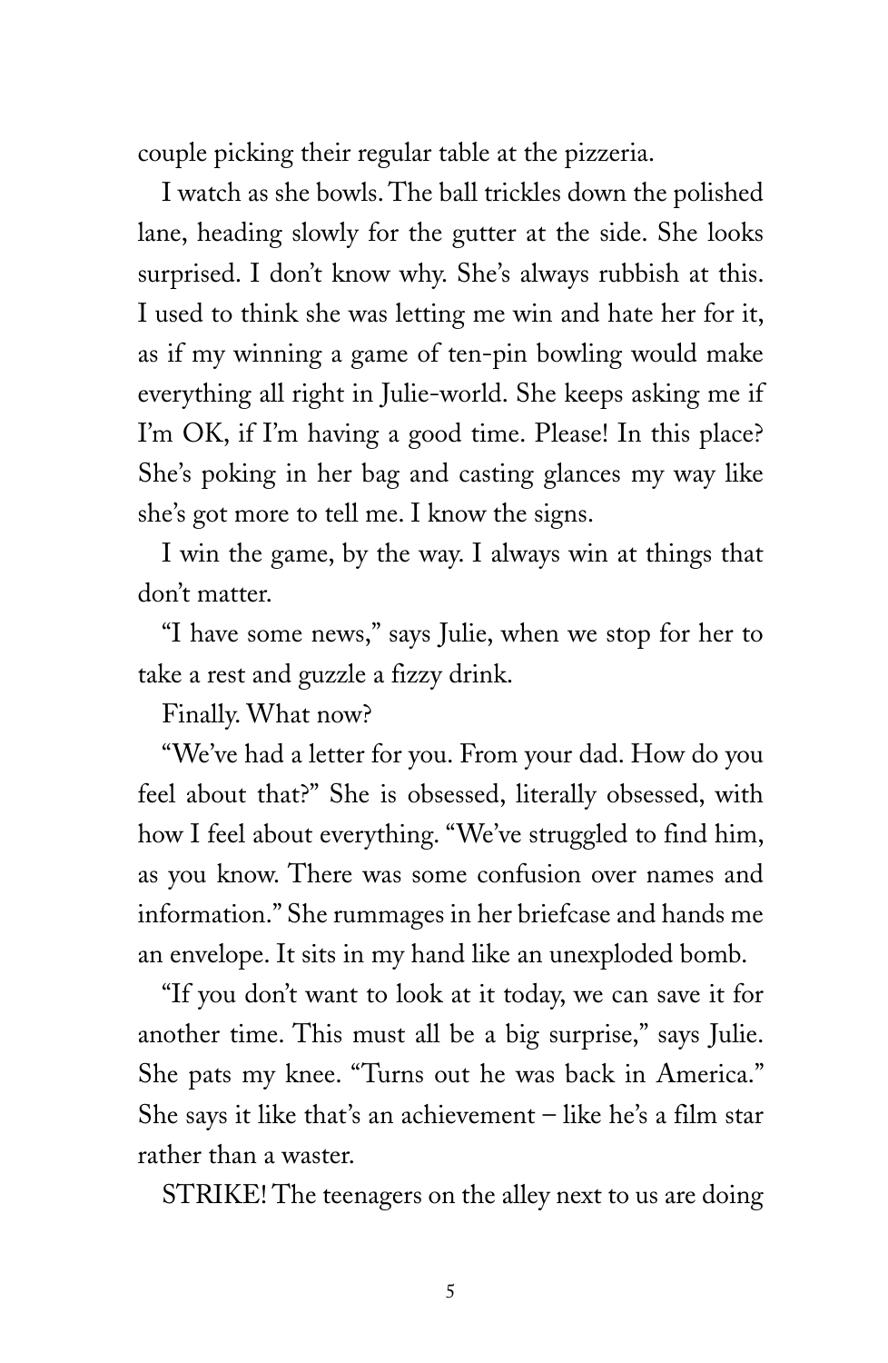couple picking their regular table at the pizzeria.

I watch as she bowls. The ball trickles down the polished lane, heading slowly for the gutter at the side. She looks surprised. I don't know why. She's always rubbish at this. I used to think she was letting me win and hate her for it, as if my winning a game of ten-pin bowling would make everything all right in Julie-world. She keeps asking me if I'm OK, if I'm having a good time. Please! In this place? She's poking in her bag and casting glances my way like she's got more to tell me. I know the signs.

I win the game, by the way. I always win at things that don't matter.

"I have some news," says Julie, when we stop for her to take a rest and guzzle a fizzy drink.

Finally. What now?

"We've had a letter for you. From your dad. How do you feel about that?" She is obsessed, literally obsessed, with how I feel about everything. "We've struggled to find him, as you know. There was some confusion over names and information." She rummages in her briefcase and hands me an envelope. It sits in my hand like an unexploded bomb.

"If you don't want to look at it today, we can save it for another time. This must all be a big surprise," says Julie. She pats my knee. "Turns out he was back in America." She says it like that's an achievement – like he's a film star rather than a waster.

STRIKE! The teenagers on the alley next to us are doing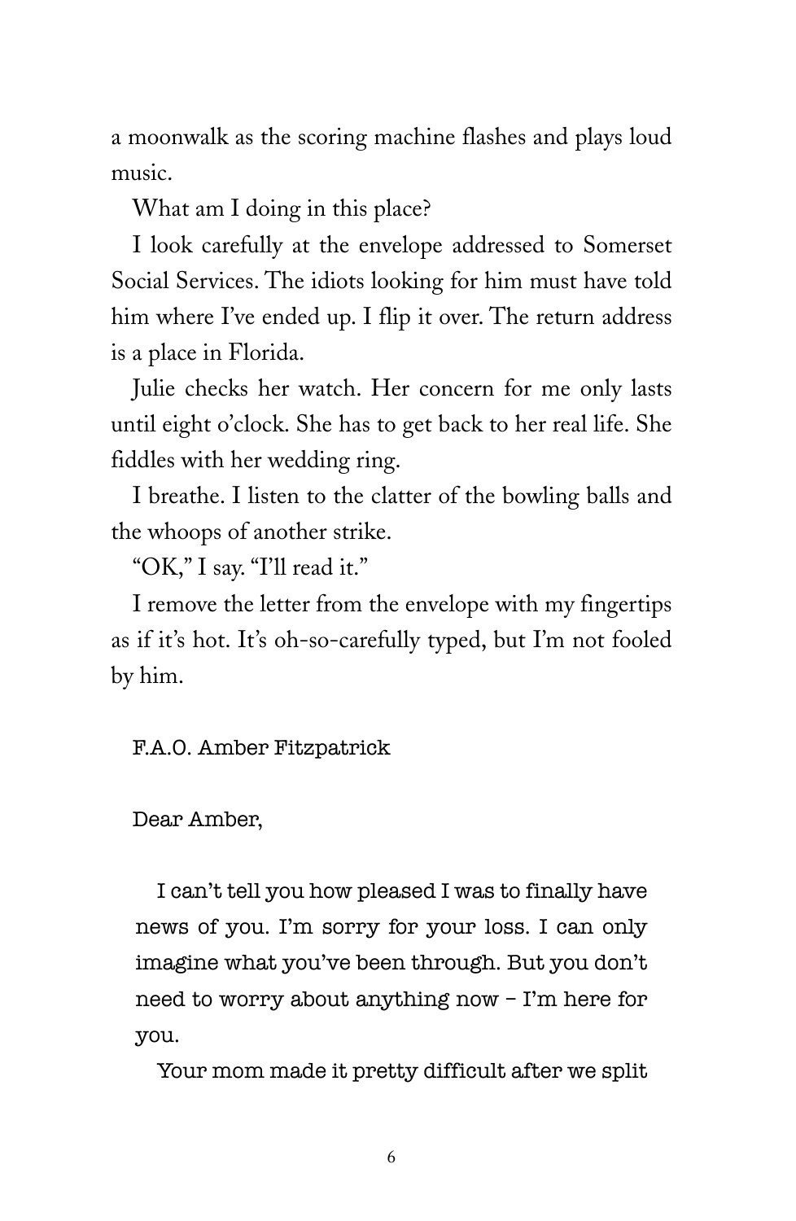a moonwalk as the scoring machine flashes and plays loud music.

What am I doing in this place?

I look carefully at the envelope addressed to Somerset Social Services. The idiots looking for him must have told him where I've ended up. I flip it over. The return address is a place in Florida.

Julie checks her watch. Her concern for me only lasts until eight o'clock. She has to get back to her real life. She fiddles with her wedding ring.

I breathe. I listen to the clatter of the bowling balls and the whoops of another strike.

"OK," I say. "I'll read it."

I remove the letter from the envelope with my fingertips as if it's hot. It's oh-so-carefully typed, but I'm not fooled by him.

F.A.O. Amber Fitzpatrick

Dear Amber,

I can't tell you how pleased I was to finally have news of you. I'm sorry for your loss. I can only imagine what you've been through. But you don't need to worry about anything now – I'm here for you.

Your mom made it pretty difficult after we split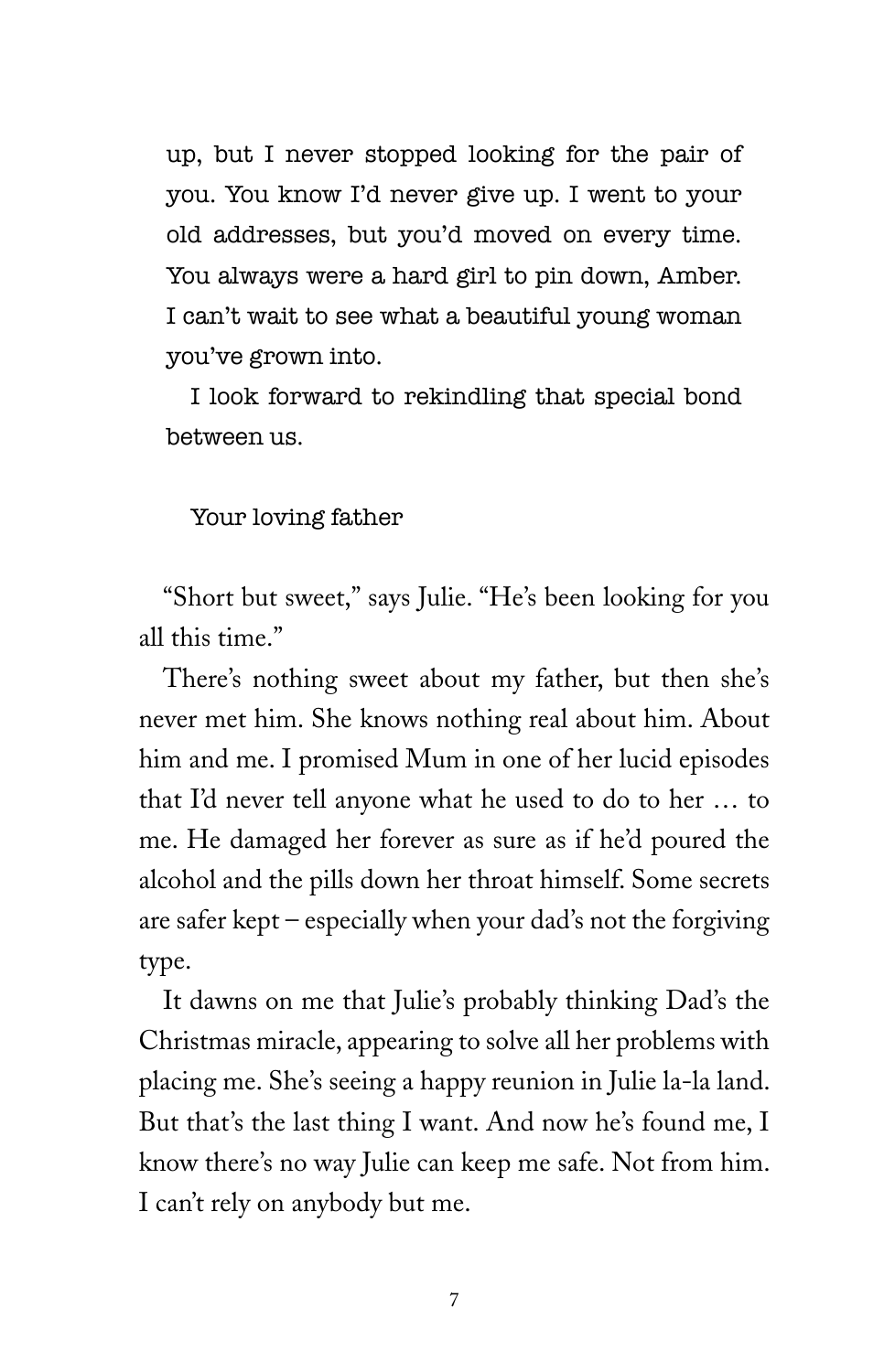up, but I never stopped looking for the pair of you. You know I'd never give up. I went to your old addresses, but you'd moved on every time. You always were a hard girl to pin down, Amber. I can't wait to see what a beautiful young woman you've grown into.

I look forward to rekindling that special bond between us.

Your loving father

"Short but sweet," says Julie. "He's been looking for you all this time."

There's nothing sweet about my father, but then she's never met him. She knows nothing real about him. About him and me. I promised Mum in one of her lucid episodes that I'd never tell anyone what he used to do to her … to me. He damaged her forever as sure as if he'd poured the alcohol and the pills down her throat himself. Some secrets are safer kept – especially when your dad's not the forgiving type.

It dawns on me that Julie's probably thinking Dad's the Christmas miracle, appearing to solve all her problems with placing me. She's seeing a happy reunion in Julie la-la land. But that's the last thing I want. And now he's found me, I know there's no way Julie can keep me safe. Not from him. I can't rely on anybody but me.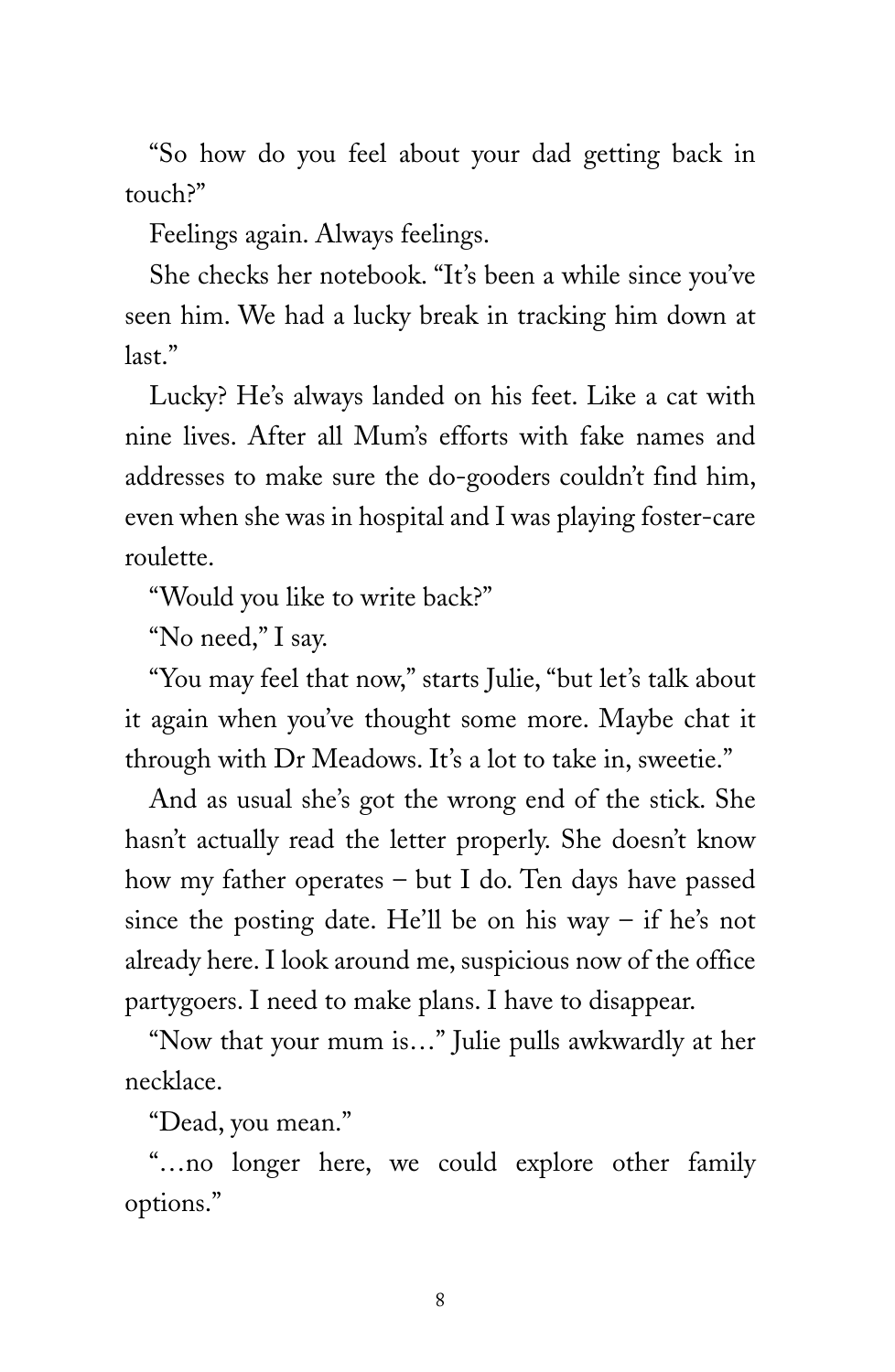"So how do you feel about your dad getting back in touch?"

Feelings again. Always feelings.

She checks her notebook. "It's been a while since you've seen him. We had a lucky break in tracking him down at last."

Lucky? He's always landed on his feet. Like a cat with nine lives. After all Mum's efforts with fake names and addresses to make sure the do-gooders couldn't find him, even when she was in hospital and I was playing foster-care roulette.

"Would you like to write back?"

"No need," I say.

"You may feel that now," starts Julie, "but let's talk about it again when you've thought some more. Maybe chat it through with Dr Meadows. It's a lot to take in, sweetie."

And as usual she's got the wrong end of the stick. She hasn't actually read the letter properly. She doesn't know how my father operates – but I do. Ten days have passed since the posting date. He'll be on his way – if he's not already here. I look around me, suspicious now of the office partygoers. I need to make plans. I have to disappear.

"Now that your mum is…" Julie pulls awkwardly at her necklace.

"Dead, you mean."

"…no longer here, we could explore other family options."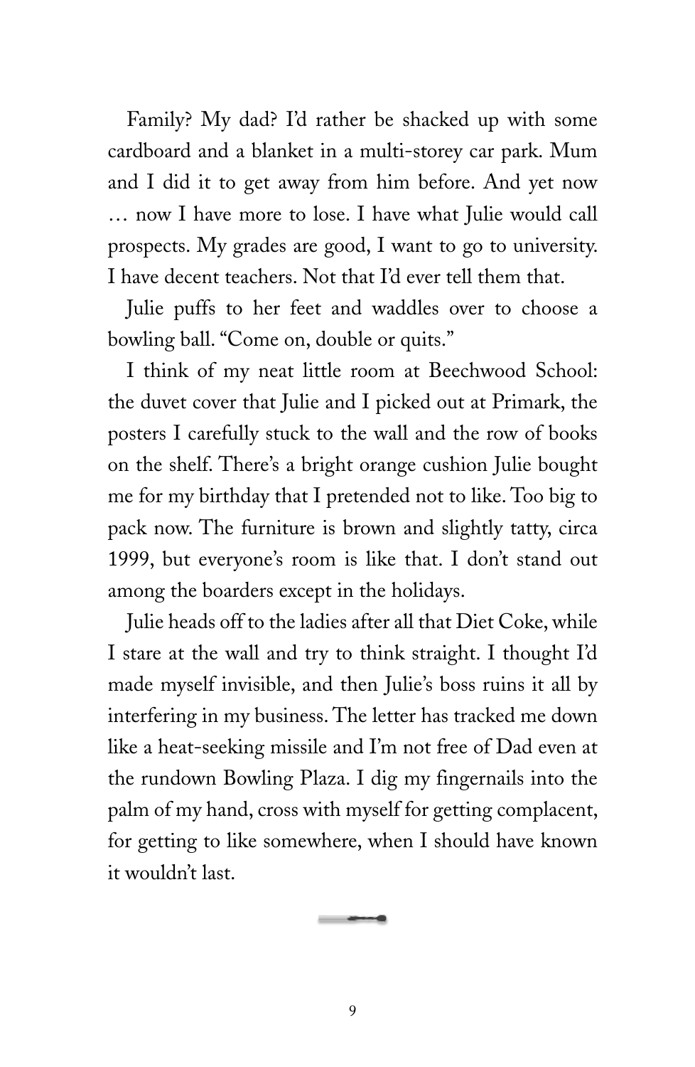Family? My dad? I'd rather be shacked up with some cardboard and a blanket in a multi-storey car park. Mum and I did it to get away from him before. And yet now … now I have more to lose. I have what Julie would call prospects. My grades are good, I want to go to university. I have decent teachers. Not that I'd ever tell them that.

Julie puffs to her feet and waddles over to choose a bowling ball. "Come on, double or quits."

I think of my neat little room at Beechwood School: the duvet cover that Julie and I picked out at Primark, the posters I carefully stuck to the wall and the row of books on the shelf. There's a bright orange cushion Julie bought me for my birthday that I pretended not to like. Too big to pack now. The furniture is brown and slightly tatty, circa 1999, but everyone's room is like that. I don't stand out among the boarders except in the holidays.

Julie heads off to the ladies after all that Diet Coke, while I stare at the wall and try to think straight. I thought I'd made myself invisible, and then Julie's boss ruins it all by interfering in my business. The letter has tracked me down like a heat-seeking missile and I'm not free of Dad even at the rundown Bowling Plaza. I dig my fingernails into the palm of my hand, cross with myself for getting complacent, for getting to like somewhere, when I should have known it wouldn't last.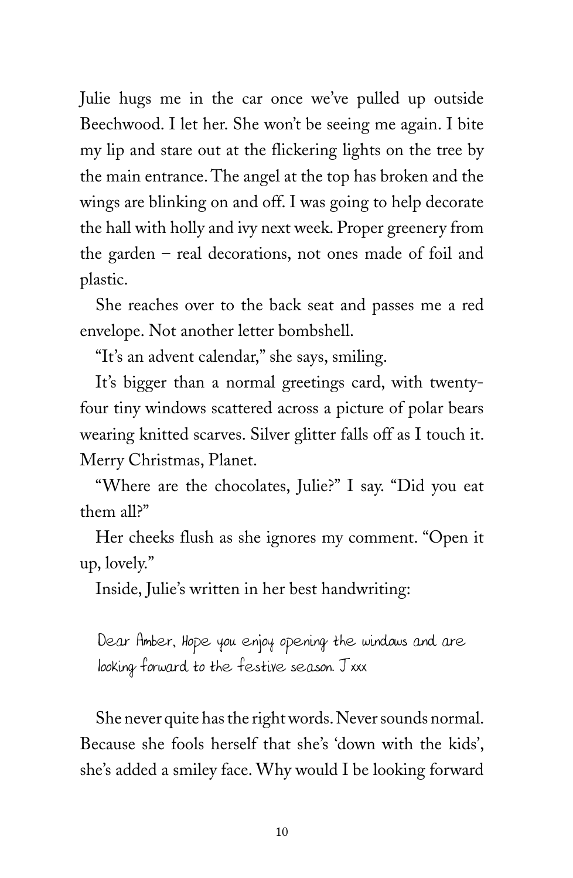Julie hugs me in the car once we've pulled up outside Beechwood. I let her. She won't be seeing me again. I bite my lip and stare out at the flickering lights on the tree by the main entrance. The angel at the top has broken and the wings are blinking on and off. I was going to help decorate the hall with holly and ivy next week. Proper greenery from the garden – real decorations, not ones made of foil and plastic.

She reaches over to the back seat and passes me a red envelope. Not another letter bombshell.

"It's an advent calendar," she says, smiling.

It's bigger than a normal greetings card, with twenty-four tiny windows scattered across a picture of polar bears wearing knitted scarves. Silver glitter falls off as I touch it. Merry Christmas, Planet.

"Where are the chocolates, Julie?" I say. "Did you eat them all?"

Her cheeks flush as she ignores my comment. "Open it up, lovely."

Inside, Julie's written in her best handwriting:

> Dear Amber, Hope you enjoy opening the windows and are looking forward to the festive season. J xxx

She never quite has the right words. Never sounds normal. Because she fools herself that she's 'down with the kids', she's added a smiley face. Why would I be looking forward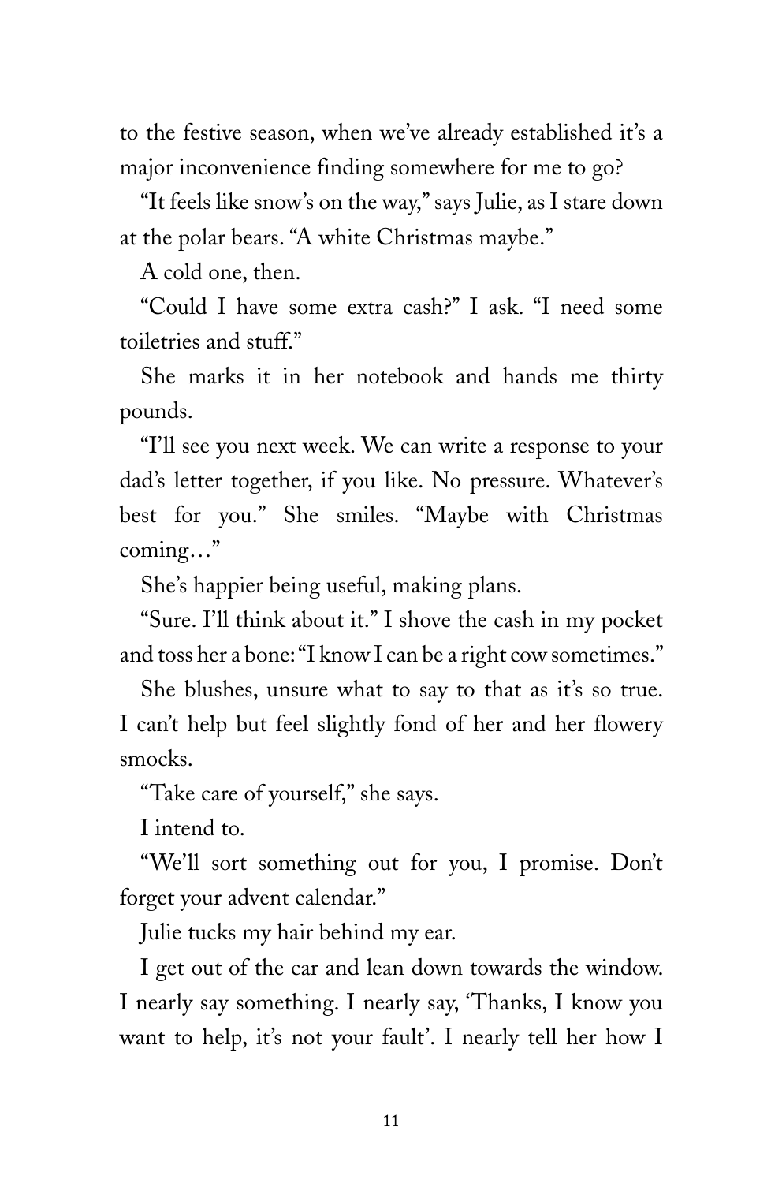to the festive season, when we've already established it's a major inconvenience finding somewhere for me to go?

"It feels like snow's on the way," says Julie, as I stare down at the polar bears. "A white Christmas maybe."

A cold one, then.

"Could I have some extra cash?" I ask. "I need some toiletries and stuff."

She marks it in her notebook and hands me thirty pounds.

"I'll see you next week. We can write a response to your dad's letter together, if you like. No pressure. Whatever's best for you." She smiles. "Maybe with Christmas coming…"

She's happier being useful, making plans.

"Sure. I'll think about it." I shove the cash in my pocket and toss her a bone: "I know I can be a right cow sometimes."

She blushes, unsure what to say to that as it's so true. I can't help but feel slightly fond of her and her flowery smocks.

"Take care of yourself," she says.

I intend to.

"We'll sort something out for you, I promise. Don't forget your advent calendar."

Julie tucks my hair behind my ear.

I get out of the car and lean down towards the window. I nearly say something. I nearly say, 'Thanks, I know you want to help, it's not your fault'. I nearly tell her how I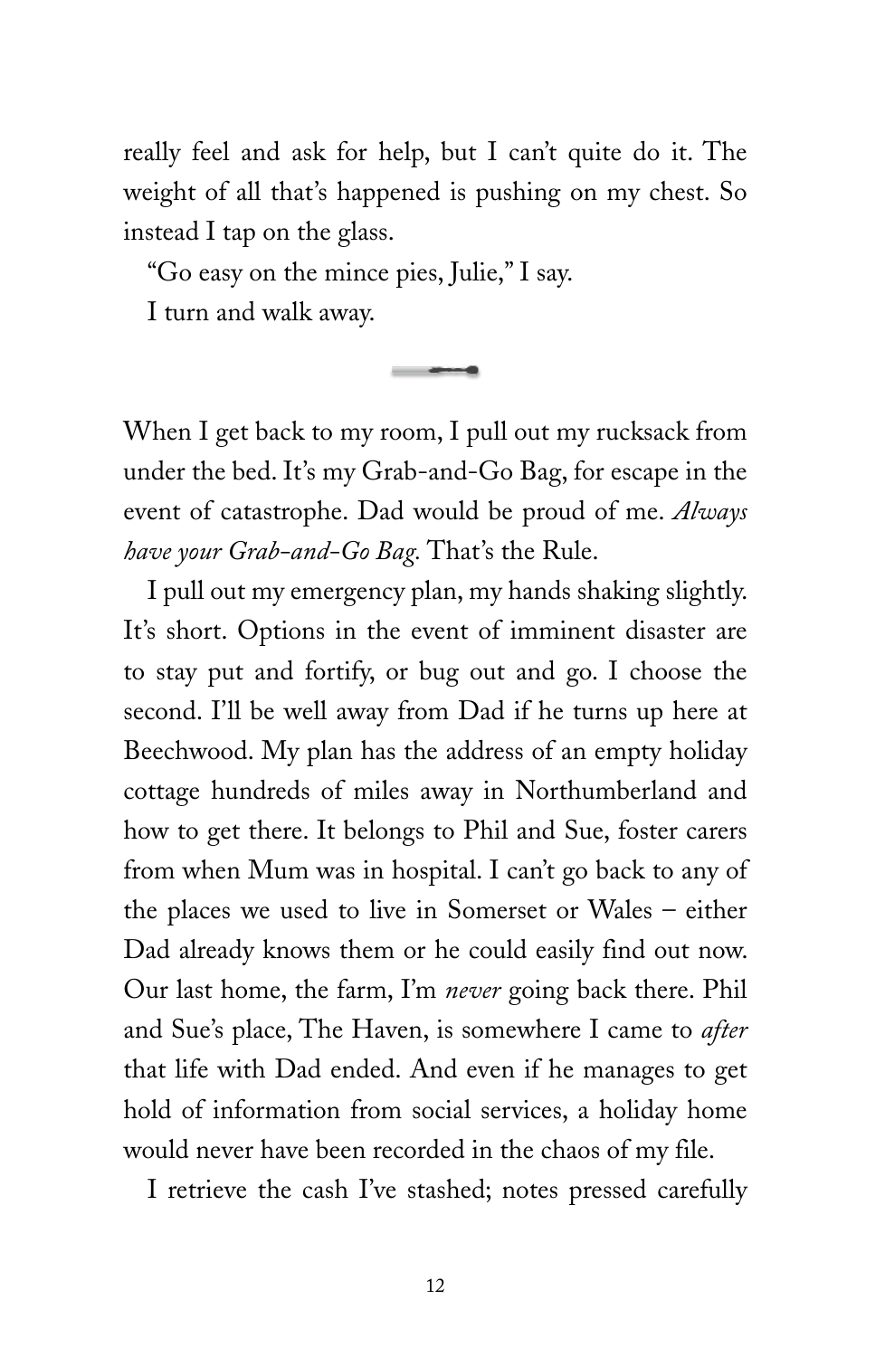really feel and ask for help, but I can't quite do it. The weight of all that's happened is pushing on my chest. So instead I tap on the glass.

"Go easy on the mince pies, Julie," I say.

I turn and walk away.

---

When I get back to my room, I pull out my rucksack from under the bed. It's my Grab-and-Go Bag, for escape in the event of catastrophe. Dad would be proud of me. *Always have your Grab-and-Go Bag.* That's the Rule.

I pull out my emergency plan, my hands shaking slightly. It's short. Options in the event of imminent disaster are to stay put and fortify, or bug out and go. I choose the second. I'll be well away from Dad if he turns up here at Beechwood. My plan has the address of an empty holiday cottage hundreds of miles away in Northumberland and how to get there. It belongs to Phil and Sue, foster carers from when Mum was in hospital. I can't go back to any of the places we used to live in Somerset or Wales – either Dad already knows them or he could easily find out now. Our last home, the farm, I'm *never* going back there. Phil and Sue's place, The Haven, is somewhere I came to *after* that life with Dad ended. And even if he manages to get hold of information from social services, a holiday home would never have been recorded in the chaos of my file.

I retrieve the cash I've stashed; notes pressed carefully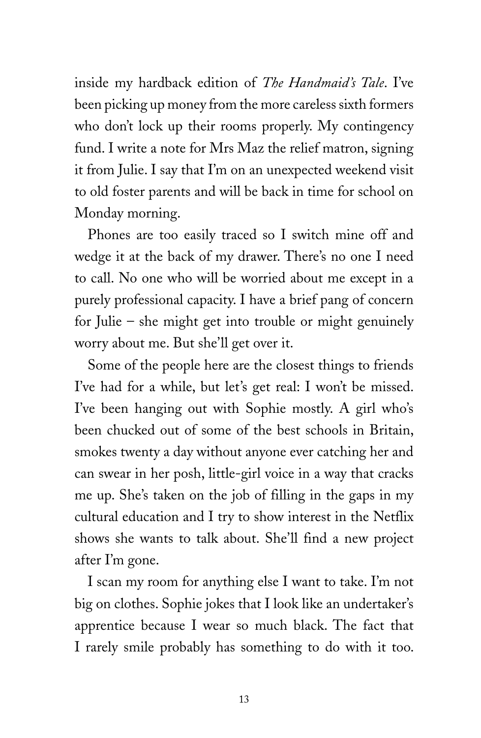inside my hardback edition of *The Handmaid's Tale*. I've been picking up money from the more careless sixth formers who don't lock up their rooms properly. My contingency fund. I write a note for Mrs Maz the relief matron, signing it from Julie. I say that I'm on an unexpected weekend visit to old foster parents and will be back in time for school on Monday morning.

Phones are too easily traced so I switch mine off and wedge it at the back of my drawer. There's no one I need to call. No one who will be worried about me except in a purely professional capacity. I have a brief pang of concern for Julie – she might get into trouble or might genuinely worry about me. But she'll get over it.

Some of the people here are the closest things to friends I've had for a while, but let's get real: I won't be missed. I've been hanging out with Sophie mostly. A girl who's been chucked out of some of the best schools in Britain, smokes twenty a day without anyone ever catching her and can swear in her posh, little-girl voice in a way that cracks me up. She's taken on the job of filling in the gaps in my cultural education and I try to show interest in the Netflix shows she wants to talk about. She'll find a new project after I'm gone.

I scan my room for anything else I want to take. I'm not big on clothes. Sophie jokes that I look like an undertaker's apprentice because I wear so much black. The fact that I rarely smile probably has something to do with it too.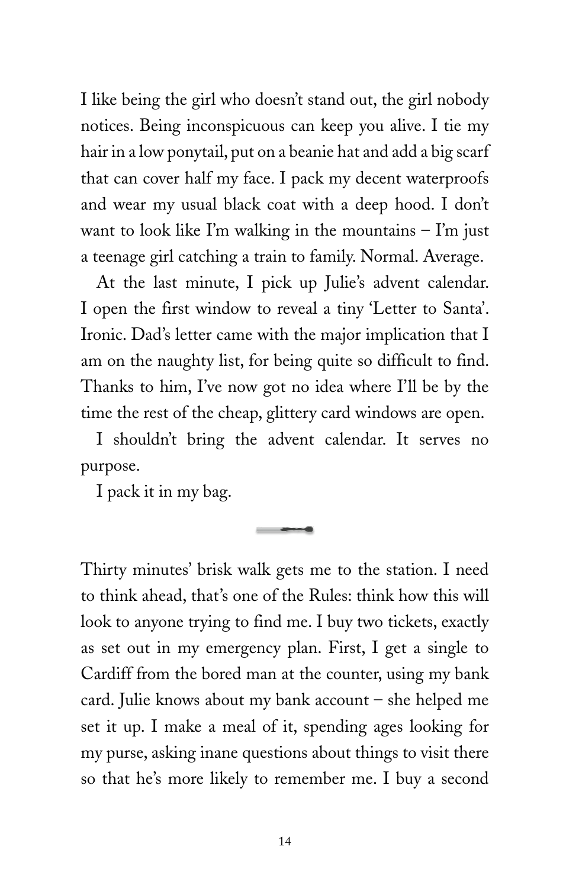I like being the girl who doesn't stand out, the girl nobody notices. Being inconspicuous can keep you alive. I tie my hair in a low ponytail, put on a beanie hat and add a big scarf that can cover half my face. I pack my decent waterproofs and wear my usual black coat with a deep hood. I don't want to look like I'm walking in the mountains – I'm just a teenage girl catching a train to family. Normal. Average.

At the last minute, I pick up Julie's advent calendar. I open the first window to reveal a tiny 'Letter to Santa'. Ironic. Dad's letter came with the major implication that I am on the naughty list, for being quite so difficult to find. Thanks to him, I've now got no idea where I'll be by the time the rest of the cheap, glittery card windows are open.

I shouldn't bring the advent calendar. It serves no purpose.

I pack it in my bag.

---

Thirty minutes' brisk walk gets me to the station. I need to think ahead, that's one of the Rules: think how this will look to anyone trying to find me. I buy two tickets, exactly as set out in my emergency plan. First, I get a single to Cardiff from the bored man at the counter, using my bank card. Julie knows about my bank account – she helped me set it up. I make a meal of it, spending ages looking for my purse, asking inane questions about things to visit there so that he's more likely to remember me. I buy a second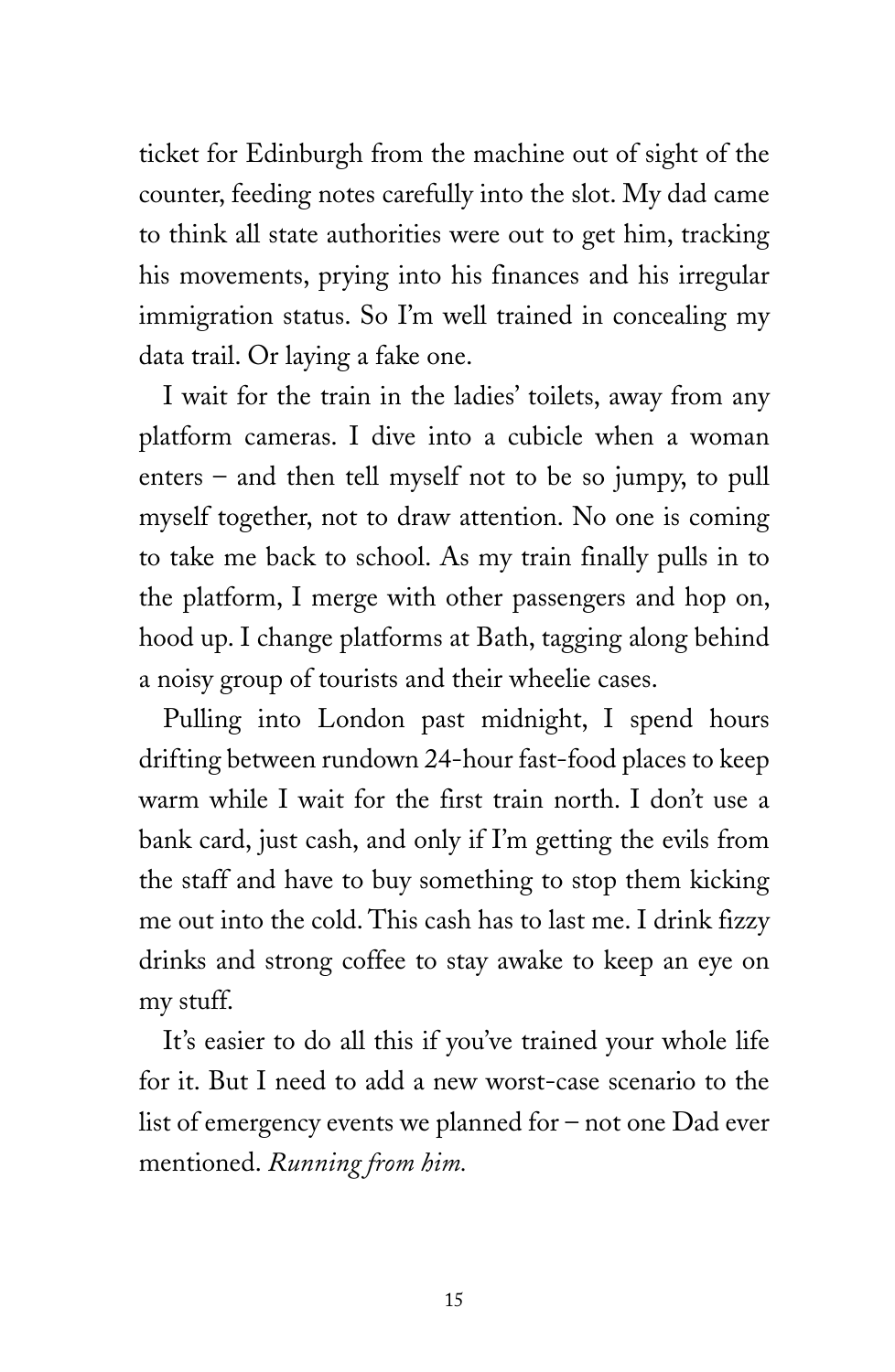ticket for Edinburgh from the machine out of sight of the counter, feeding notes carefully into the slot. My dad came to think all state authorities were out to get him, tracking his movements, prying into his finances and his irregular immigration status. So I'm well trained in concealing my data trail. Or laying a fake one.

I wait for the train in the ladies' toilets, away from any platform cameras. I dive into a cubicle when a woman enters – and then tell myself not to be so jumpy, to pull myself together, not to draw attention. No one is coming to take me back to school. As my train finally pulls in to the platform, I merge with other passengers and hop on, hood up. I change platforms at Bath, tagging along behind a noisy group of tourists and their wheelie cases.

Pulling into London past midnight, I spend hours drifting between rundown 24-hour fast-food places to keep warm while I wait for the first train north. I don't use a bank card, just cash, and only if I'm getting the evils from the staff and have to buy something to stop them kicking me out into the cold. This cash has to last me. I drink fizzy drinks and strong coffee to stay awake to keep an eye on my stuff.

It's easier to do all this if you've trained your whole life for it. But I need to add a new worst-case scenario to the list of emergency events we planned for – not one Dad ever mentioned. *Running from him.*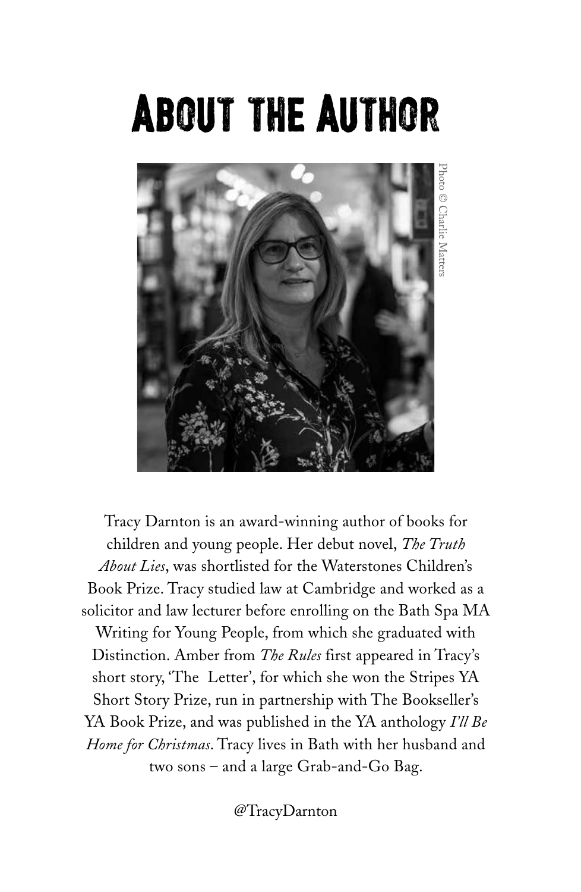# About the Author

Photo © Charlie Matters

Tracy Darnton is an award-winning author of books for children and young people. Her debut novel, *The Truth About Lies*, was shortlisted for the Waterstones Children's Book Prize. Tracy studied law at Cambridge and worked as a solicitor and law lecturer before enrolling on the Bath Spa MA Writing for Young People, from which she graduated with Distinction. Amber from *The Rules* first appeared in Tracy's short story, 'The Letter', for which she won the Stripes YA Short Story Prize, run in partnership with The Bookseller's YA Book Prize, and was published in the YA anthology *I'll Be Home for Christmas*. Tracy lives in Bath with her husband and two sons – and a large Grab-and-Go Bag.

@TracyDarnton